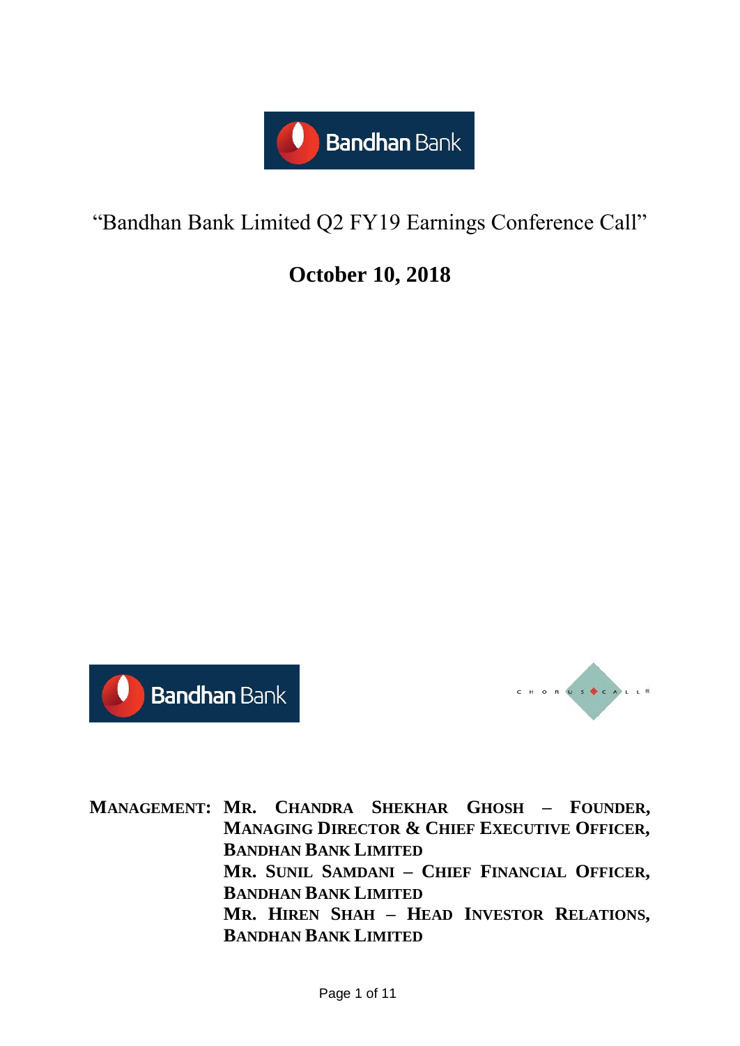# "Bandhan Bank Limited Q2 FY19 Earnings Conference Call"

## October 10, 2018

**MANAGEMENT:** **MR. CHANDRA SHEKHAR GHOSH – FOUNDER, MANAGING DIRECTOR & CHIEF EXECUTIVE OFFICER, BANDHAN BANK LIMITED**
**MR. SUNIL SAMDANI – CHIEF FINANCIAL OFFICER, BANDHAN BANK LIMITED**
**MR. HIREN SHAH – HEAD INVESTOR RELATIONS, BANDHAN BANK LIMITED**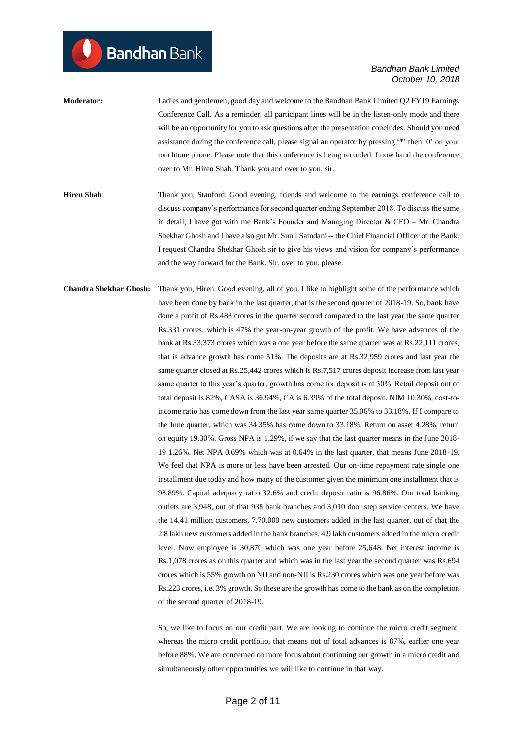**Moderator:** Ladies and gentlemen, good day and welcome to the Bandhan Bank Limited Q2 FY19 Earnings Conference Call. As a reminder, all participant lines will be in the listen-only mode and there will be an opportunity for you to ask questions after the presentation concludes. Should you need assistance during the conference call, please signal an operator by pressing '*' then '0' on your touchtone phone. Please note that this conference is being recorded. I now hand the conference over to Mr. Hiren Shah. Thank you and over to you, sir.

**Hiren Shah**: Thank you, Stanford. Good evening, friends and welcome to the earnings conference call to discuss company's performance for second quarter ending September 2018. To discuss the same in detail, I have got with me Bank's Founder and Managing Director & CEO – Mr. Chandra Shekhar Ghosh and I have also got Mr. Sunil Samdani -- the Chief Financial Officer of the Bank. I request Chandra Shekhar Ghosh sir to give his views and vision for company's performance and the way forward for the Bank. Sir, over to you, please.

**Chandra Shekhar Ghosh:** Thank you, Hiren. Good evening, all of you. I like to highlight some of the performance which have been done by bank in the last quarter, that is the second quarter of 2018-19. So, bank have done a profit of Rs.488 crores in the quarter second compared to the last year the same quarter Rs.331 crores, which is 47% the year-on-year growth of the profit. We have advances of the bank at Rs.33,373 crores which was a one year before the same quarter was at Rs.22,111 crores, that is advance growth has come 51%. The deposits are at Rs.32,959 crores and last year the same quarter closed at Rs.25,442 crores which is Rs.7,517 crores deposit increase from last year same quarter to this year's quarter, growth has come for deposit is at 30%. Retail deposit out of total deposit is 82%, CASA is 36.94%, CA is 6.39% of the total deposit. NIM 10.30%, cost-to-income ratio has come down from the last year same quarter 35.06% to 33.18%. If I compare to the June quarter, which was 34.35% has come down to 33.18%. Return on asset 4.28%, return on equity 19.30%. Gross NPA is 1.29%, if we say that the last quarter means in the June 2018-19 1.26%. Net NPA 0.69% which was at 0.64% in the last quarter, that means June 2018-19. We feel that NPA is more or less have been arrested. Our on-time repayment rate single one installment due today and how many of the customer given the minimum one installment that is 98.89%. Capital adequacy ratio 32.6% and credit deposit ratio is 96.86%. Our total banking outlets are 3,948, out of that 938 bank branches and 3,010 door step service centers. We have the 14.41 million customers, 7,70,000 new customers added in the last quarter, out of that the 2.8 lakh new customers added in the bank branches, 4.9 lakh customers added in the micro credit level. Now employee is 30,870 which was one year before 25,648. Net interest income is Rs.1,078 crores as on this quarter and which was in the last year the second quarter was Rs.694 crores which is 55% growth on NII and non-NII is Rs.230 crores which was one year before was Rs.223 crores, i.e. 3% growth. So these are the growth has come to the bank as on the completion of the second quarter of 2018-19.

So, we like to focus on our credit part. We are looking to continue the micro credit segment, whereas the micro credit portfolio, that means out of total advances is 87%, earlier one year before 88%. We are concerned on more focus about continuing our growth in a micro credit and simultaneously other opportunities we will like to continue in that way.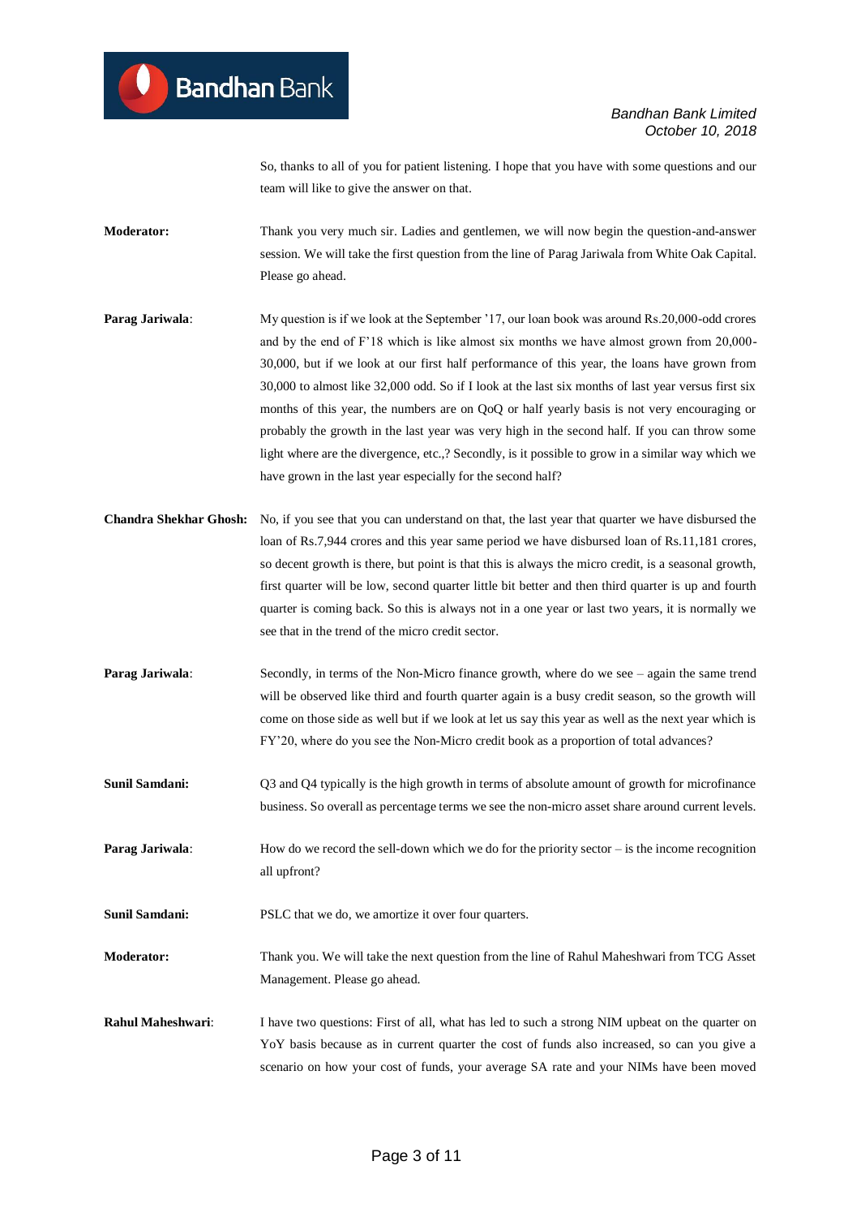So, thanks to all of you for patient listening. I hope that you have with some questions and our team will like to give the answer on that.

**Moderator:** Thank you very much sir. Ladies and gentlemen, we will now begin the question-and-answer session. We will take the first question from the line of Parag Jariwala from White Oak Capital. Please go ahead.

**Parag Jariwala**: My question is if we look at the September '17, our loan book was around Rs.20,000-odd crores and by the end of F'18 which is like almost six months we have almost grown from 20,000-30,000, but if we look at our first half performance of this year, the loans have grown from 30,000 to almost like 32,000 odd. So if I look at the last six months of last year versus first six months of this year, the numbers are on QoQ or half yearly basis is not very encouraging or probably the growth in the last year was very high in the second half. If you can throw some light where are the divergence, etc.,? Secondly, is it possible to grow in a similar way which we have grown in the last year especially for the second half?

**Chandra Shekhar Ghosh:** No, if you see that you can understand on that, the last year that quarter we have disbursed the loan of Rs.7,944 crores and this year same period we have disbursed loan of Rs.11,181 crores, so decent growth is there, but point is that this is always the micro credit, is a seasonal growth, first quarter will be low, second quarter little bit better and then third quarter is up and fourth quarter is coming back. So this is always not in a one year or last two years, it is normally we see that in the trend of the micro credit sector.

**Parag Jariwala**: Secondly, in terms of the Non-Micro finance growth, where do we see – again the same trend will be observed like third and fourth quarter again is a busy credit season, so the growth will come on those side as well but if we look at let us say this year as well as the next year which is FY'20, where do you see the Non-Micro credit book as a proportion of total advances?

**Sunil Samdani:** Q3 and Q4 typically is the high growth in terms of absolute amount of growth for microfinance business. So overall as percentage terms we see the non-micro asset share around current levels.

**Parag Jariwala**: How do we record the sell-down which we do for the priority sector – is the income recognition all upfront?

**Sunil Samdani:** PSLC that we do, we amortize it over four quarters.

**Moderator:** Thank you. We will take the next question from the line of Rahul Maheshwari from TCG Asset Management. Please go ahead.

**Rahul Maheshwari**: I have two questions: First of all, what has led to such a strong NIM upbeat on the quarter on YoY basis because as in current quarter the cost of funds also increased, so can you give a scenario on how your cost of funds, your average SA rate and your NIMs have been moved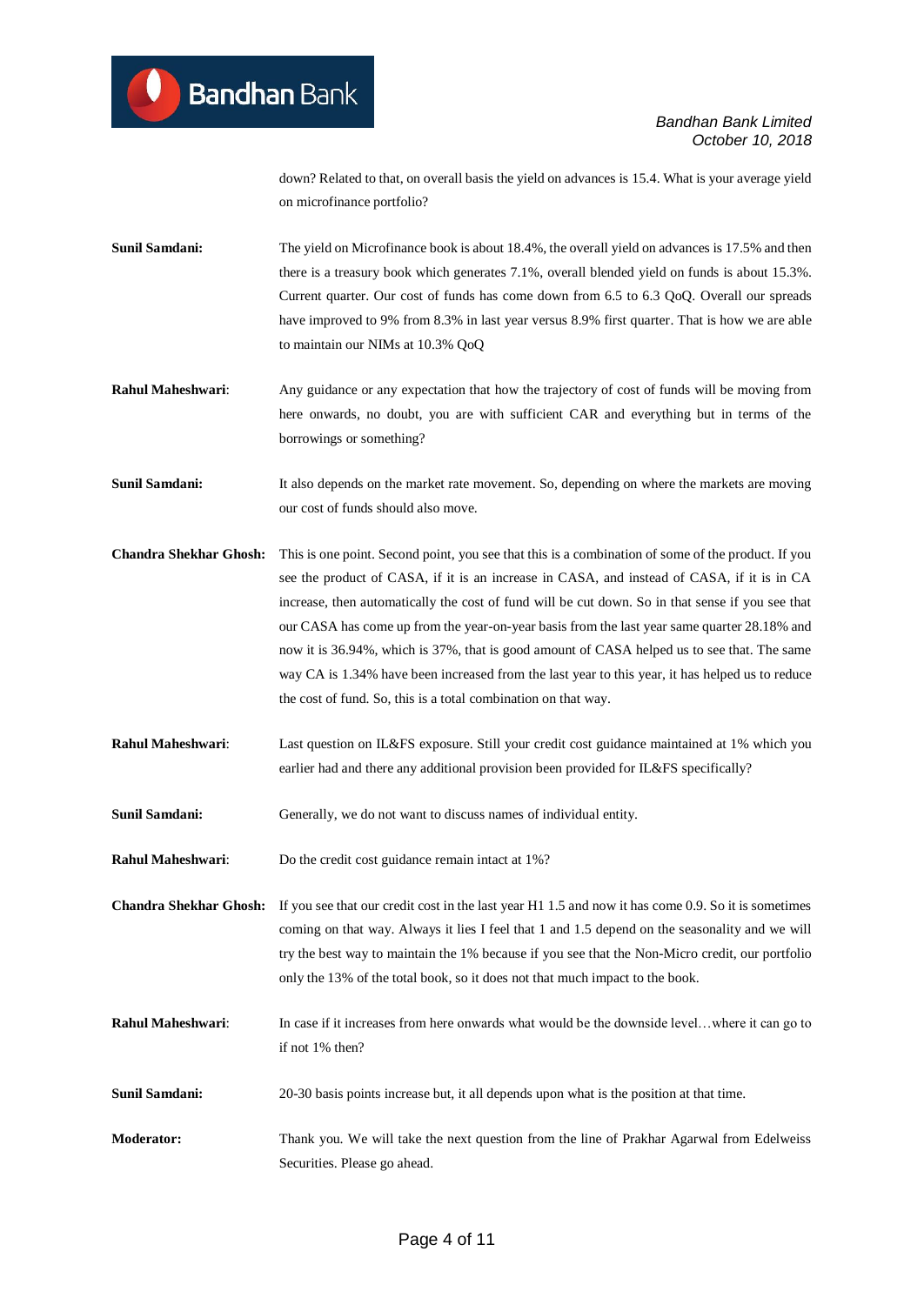down? Related to that, on overall basis the yield on advances is 15.4. What is your average yield on microfinance portfolio?

**Sunil Samdani:** The yield on Microfinance book is about 18.4%, the overall yield on advances is 17.5% and then there is a treasury book which generates 7.1%, overall blended yield on funds is about 15.3%. Current quarter. Our cost of funds has come down from 6.5 to 6.3 QoQ. Overall our spreads have improved to 9% from 8.3% in last year versus 8.9% first quarter. That is how we are able to maintain our NIMs at 10.3% QoQ

**Rahul Maheshwari**: Any guidance or any expectation that how the trajectory of cost of funds will be moving from here onwards, no doubt, you are with sufficient CAR and everything but in terms of the borrowings or something?

**Sunil Samdani:** It also depends on the market rate movement. So, depending on where the markets are moving our cost of funds should also move.

**Chandra Shekhar Ghosh:** This is one point. Second point, you see that this is a combination of some of the product. If you see the product of CASA, if it is an increase in CASA, and instead of CASA, if it is in CA increase, then automatically the cost of fund will be cut down. So in that sense if you see that our CASA has come up from the year-on-year basis from the last year same quarter 28.18% and now it is 36.94%, which is 37%, that is good amount of CASA helped us to see that. The same way CA is 1.34% have been increased from the last year to this year, it has helped us to reduce the cost of fund. So, this is a total combination on that way.

**Rahul Maheshwari**: Last question on IL&FS exposure. Still your credit cost guidance maintained at 1% which you earlier had and there any additional provision been provided for IL&FS specifically?

**Sunil Samdani:** Generally, we do not want to discuss names of individual entity.

**Rahul Maheshwari**: Do the credit cost guidance remain intact at 1%?

**Chandra Shekhar Ghosh:** If you see that our credit cost in the last year H1 1.5 and now it has come 0.9. So it is sometimes coming on that way. Always it lies I feel that 1 and 1.5 depend on the seasonality and we will try the best way to maintain the 1% because if you see that the Non-Micro credit, our portfolio only the 13% of the total book, so it does not that much impact to the book.

**Rahul Maheshwari**: In case if it increases from here onwards what would be the downside level…where it can go to if not 1% then?

**Sunil Samdani:** 20-30 basis points increase but, it all depends upon what is the position at that time.

**Moderator:** Thank you. We will take the next question from the line of Prakhar Agarwal from Edelweiss Securities. Please go ahead.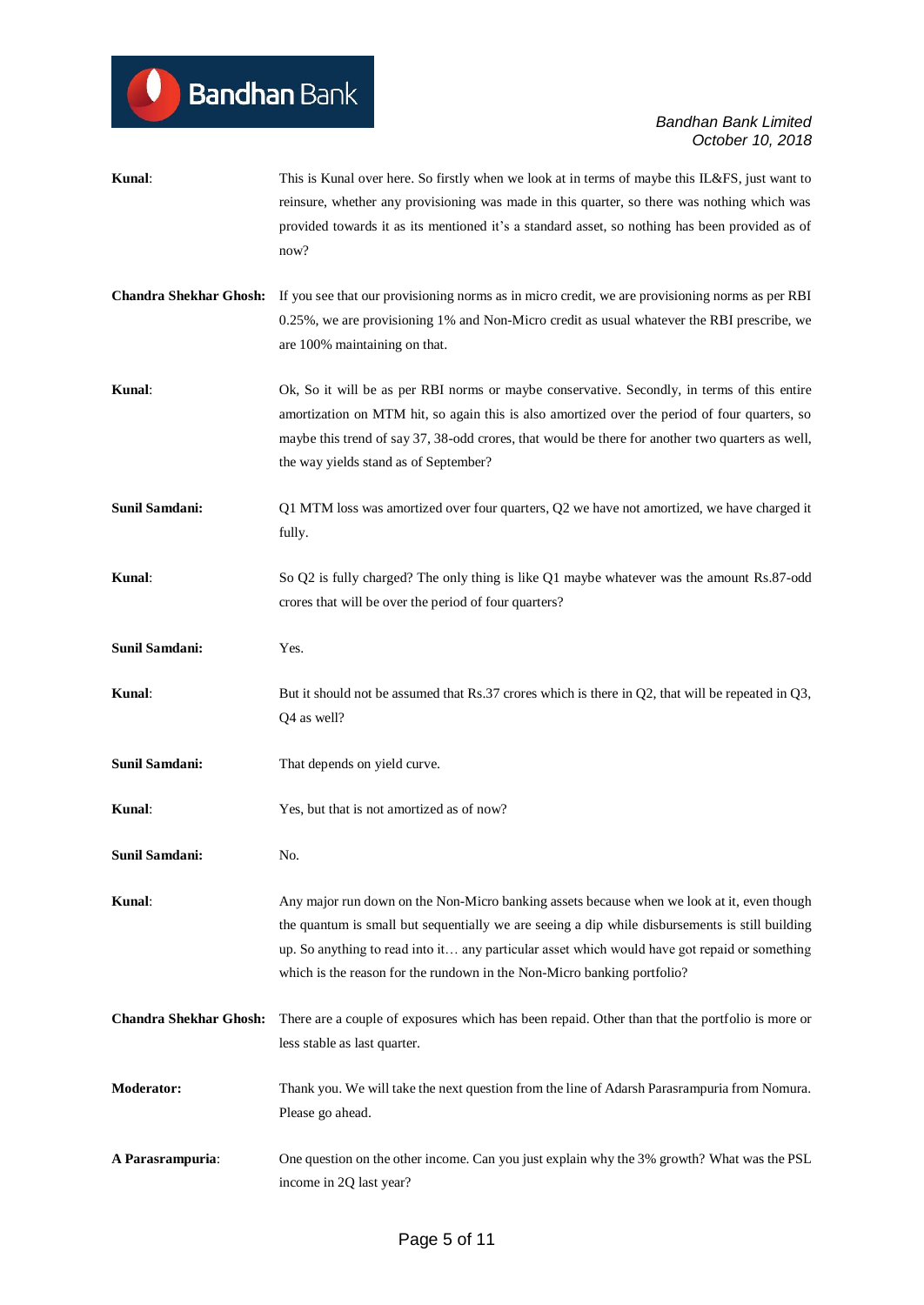**Kunal**: This is Kunal over here. So firstly when we look at in terms of maybe this IL&FS, just want to reinsure, whether any provisioning was made in this quarter, so there was nothing which was provided towards it as its mentioned it's a standard asset, so nothing has been provided as of now?

**Chandra Shekhar Ghosh:** If you see that our provisioning norms as in micro credit, we are provisioning norms as per RBI 0.25%, we are provisioning 1% and Non-Micro credit as usual whatever the RBI prescribe, we are 100% maintaining on that.

**Kunal**: Ok, So it will be as per RBI norms or maybe conservative. Secondly, in terms of this entire amortization on MTM hit, so again this is also amortized over the period of four quarters, so maybe this trend of say 37, 38-odd crores, that would be there for another two quarters as well, the way yields stand as of September?

**Sunil Samdani:** Q1 MTM loss was amortized over four quarters, Q2 we have not amortized, we have charged it fully.

**Kunal**: So Q2 is fully charged? The only thing is like Q1 maybe whatever was the amount Rs.87-odd crores that will be over the period of four quarters?

**Sunil Samdani:** Yes.

**Kunal**: But it should not be assumed that Rs.37 crores which is there in Q2, that will be repeated in Q3, Q4 as well?

**Sunil Samdani:** That depends on yield curve.

**Kunal**: Yes, but that is not amortized as of now?

**Sunil Samdani:** No.

**Kunal**: Any major run down on the Non-Micro banking assets because when we look at it, even though the quantum is small but sequentially we are seeing a dip while disbursements is still building up. So anything to read into it… any particular asset which would have got repaid or something which is the reason for the rundown in the Non-Micro banking portfolio?

**Chandra Shekhar Ghosh:** There are a couple of exposures which has been repaid. Other than that the portfolio is more or less stable as last quarter.

**Moderator:** Thank you. We will take the next question from the line of Adarsh Parasrampuria from Nomura. Please go ahead.

**A Parasrampuria**: One question on the other income. Can you just explain why the 3% growth? What was the PSL income in 2Q last year?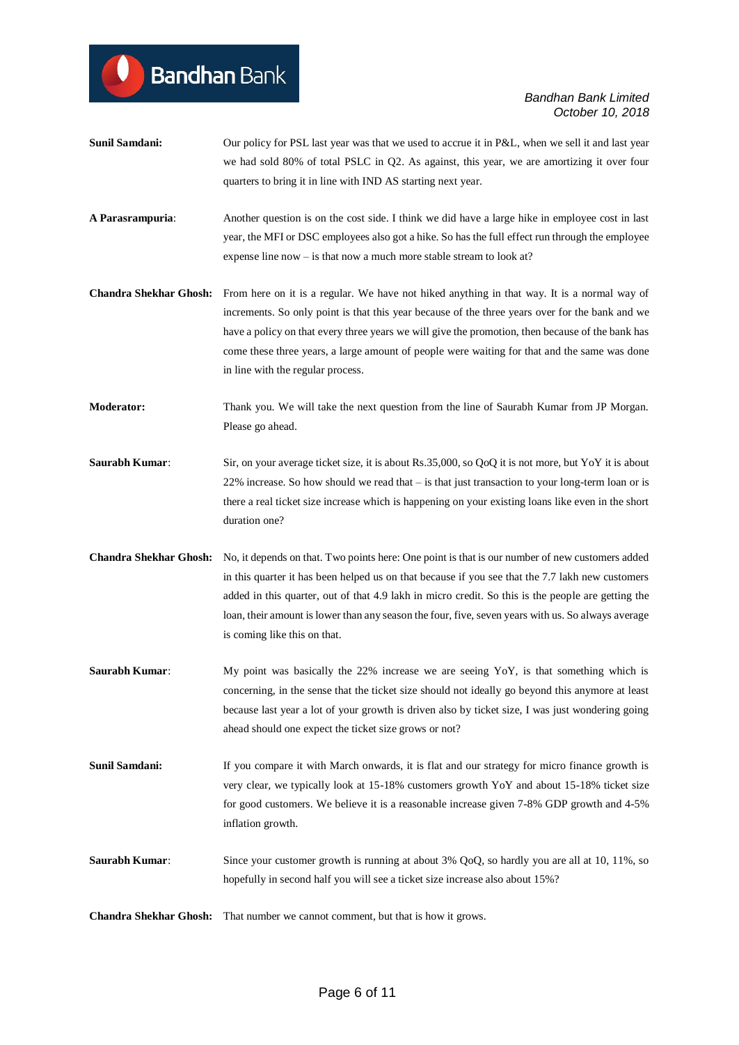**Sunil Samdani:** Our policy for PSL last year was that we used to accrue it in P&L, when we sell it and last year we had sold 80% of total PSLC in Q2. As against, this year, we are amortizing it over four quarters to bring it in line with IND AS starting next year.

**A Parasrampuria**: Another question is on the cost side. I think we did have a large hike in employee cost in last year, the MFI or DSC employees also got a hike. So has the full effect run through the employee expense line now – is that now a much more stable stream to look at?

**Chandra Shekhar Ghosh:** From here on it is a regular. We have not hiked anything in that way. It is a normal way of increments. So only point is that this year because of the three years over for the bank and we have a policy on that every three years we will give the promotion, then because of the bank has come these three years, a large amount of people were waiting for that and the same was done in line with the regular process.

**Moderator:** Thank you. We will take the next question from the line of Saurabh Kumar from JP Morgan. Please go ahead.

**Saurabh Kumar**: Sir, on your average ticket size, it is about Rs.35,000, so QoQ it is not more, but YoY it is about 22% increase. So how should we read that – is that just transaction to your long-term loan or is there a real ticket size increase which is happening on your existing loans like even in the short duration one?

**Chandra Shekhar Ghosh:** No, it depends on that. Two points here: One point is that is our number of new customers added in this quarter it has been helped us on that because if you see that the 7.7 lakh new customers added in this quarter, out of that 4.9 lakh in micro credit. So this is the people are getting the loan, their amount is lower than any season the four, five, seven years with us. So always average is coming like this on that.

**Saurabh Kumar**: My point was basically the 22% increase we are seeing YoY, is that something which is concerning, in the sense that the ticket size should not ideally go beyond this anymore at least because last year a lot of your growth is driven also by ticket size, I was just wondering going ahead should one expect the ticket size grows or not?

**Sunil Samdani:** If you compare it with March onwards, it is flat and our strategy for micro finance growth is very clear, we typically look at 15-18% customers growth YoY and about 15-18% ticket size for good customers. We believe it is a reasonable increase given 7-8% GDP growth and 4-5% inflation growth.

**Saurabh Kumar**: Since your customer growth is running at about 3% QoQ, so hardly you are all at 10, 11%, so hopefully in second half you will see a ticket size increase also about 15%?

**Chandra Shekhar Ghosh:** That number we cannot comment, but that is how it grows.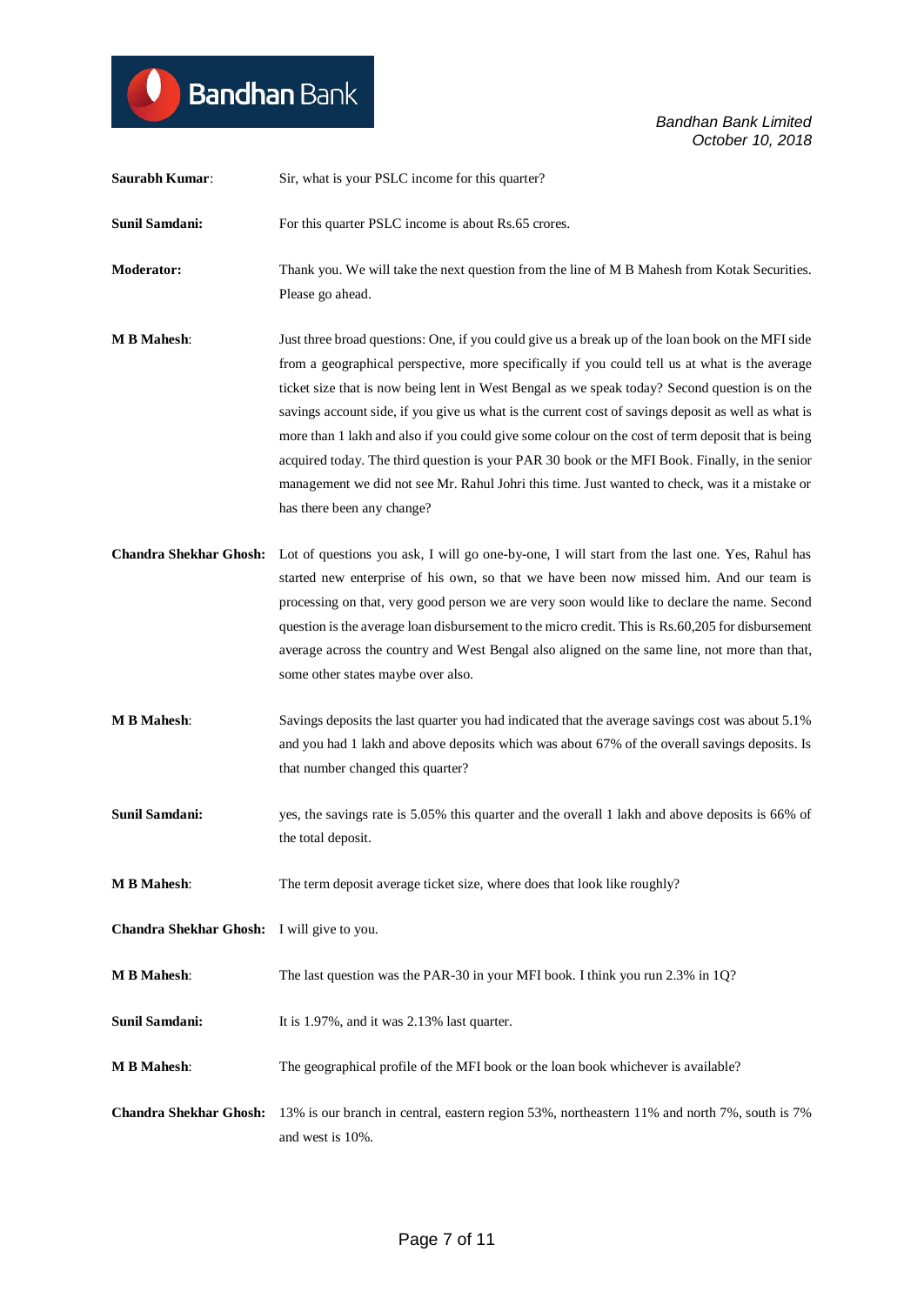**Saurabh Kumar**: Sir, what is your PSLC income for this quarter?

**Sunil Samdani:** For this quarter PSLC income is about Rs.65 crores.

**Moderator:** Thank you. We will take the next question from the line of M B Mahesh from Kotak Securities. Please go ahead.

**M B Mahesh**: Just three broad questions: One, if you could give us a break up of the loan book on the MFI side from a geographical perspective, more specifically if you could tell us at what is the average ticket size that is now being lent in West Bengal as we speak today? Second question is on the savings account side, if you give us what is the current cost of savings deposit as well as what is more than 1 lakh and also if you could give some colour on the cost of term deposit that is being acquired today. The third question is your PAR 30 book or the MFI Book. Finally, in the senior management we did not see Mr. Rahul Johri this time. Just wanted to check, was it a mistake or has there been any change?

**Chandra Shekhar Ghosh:** Lot of questions you ask, I will go one-by-one, I will start from the last one. Yes, Rahul has started new enterprise of his own, so that we have been now missed him. And our team is processing on that, very good person we are very soon would like to declare the name. Second question is the average loan disbursement to the micro credit. This is Rs.60,205 for disbursement average across the country and West Bengal also aligned on the same line, not more than that, some other states maybe over also.

**M B Mahesh**: Savings deposits the last quarter you had indicated that the average savings cost was about 5.1% and you had 1 lakh and above deposits which was about 67% of the overall savings deposits. Is that number changed this quarter?

**Sunil Samdani:** yes, the savings rate is 5.05% this quarter and the overall 1 lakh and above deposits is 66% of the total deposit.

**M B Mahesh**: The term deposit average ticket size, where does that look like roughly?

**Chandra Shekhar Ghosh:** I will give to you.

**M B Mahesh**: The last question was the PAR-30 in your MFI book. I think you run 2.3% in 1Q?

**Sunil Samdani:** It is 1.97%, and it was 2.13% last quarter.

**M B Mahesh**: The geographical profile of the MFI book or the loan book whichever is available?

**Chandra Shekhar Ghosh:** 13% is our branch in central, eastern region 53%, northeastern 11% and north 7%, south is 7% and west is 10%.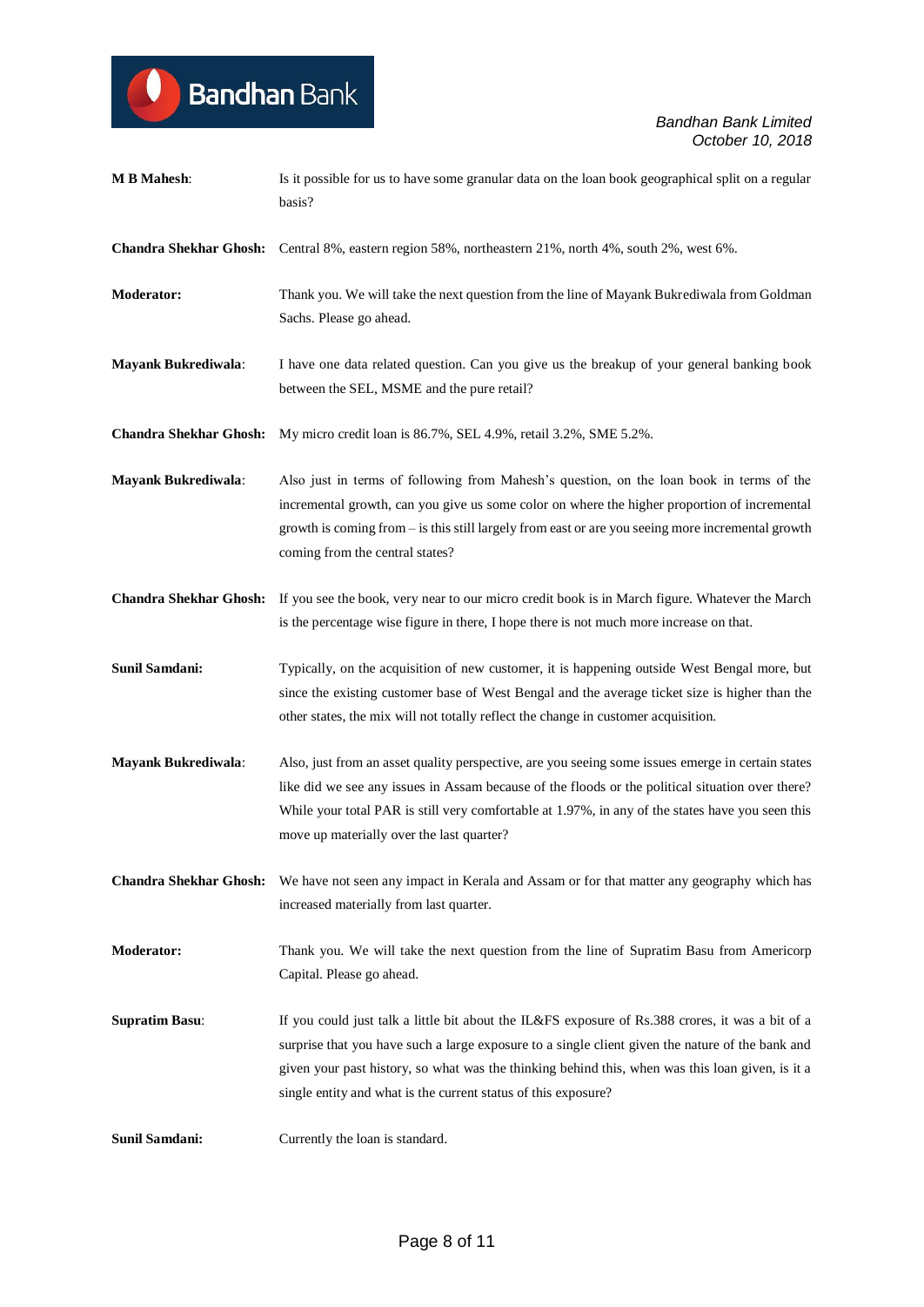**M B Mahesh**: Is it possible for us to have some granular data on the loan book geographical split on a regular basis?

**Chandra Shekhar Ghosh:** Central 8%, eastern region 58%, northeastern 21%, north 4%, south 2%, west 6%.

**Moderator:** Thank you. We will take the next question from the line of Mayank Bukrediwala from Goldman Sachs. Please go ahead.

**Mayank Bukrediwala**: I have one data related question. Can you give us the breakup of your general banking book between the SEL, MSME and the pure retail?

**Chandra Shekhar Ghosh:** My micro credit loan is 86.7%, SEL 4.9%, retail 3.2%, SME 5.2%.

**Mayank Bukrediwala**: Also just in terms of following from Mahesh's question, on the loan book in terms of the incremental growth, can you give us some color on where the higher proportion of incremental growth is coming from – is this still largely from east or are you seeing more incremental growth coming from the central states?

**Chandra Shekhar Ghosh:** If you see the book, very near to our micro credit book is in March figure. Whatever the March is the percentage wise figure in there, I hope there is not much more increase on that.

**Sunil Samdani:** Typically, on the acquisition of new customer, it is happening outside West Bengal more, but since the existing customer base of West Bengal and the average ticket size is higher than the other states, the mix will not totally reflect the change in customer acquisition.

**Mayank Bukrediwala**: Also, just from an asset quality perspective, are you seeing some issues emerge in certain states like did we see any issues in Assam because of the floods or the political situation over there? While your total PAR is still very comfortable at 1.97%, in any of the states have you seen this move up materially over the last quarter?

**Chandra Shekhar Ghosh:** We have not seen any impact in Kerala and Assam or for that matter any geography which has increased materially from last quarter.

**Moderator:** Thank you. We will take the next question from the line of Supratim Basu from Americorp Capital. Please go ahead.

**Supratim Basu**: If you could just talk a little bit about the IL&FS exposure of Rs.388 crores, it was a bit of a surprise that you have such a large exposure to a single client given the nature of the bank and given your past history, so what was the thinking behind this, when was this loan given, is it a single entity and what is the current status of this exposure?

**Sunil Samdani:** Currently the loan is standard.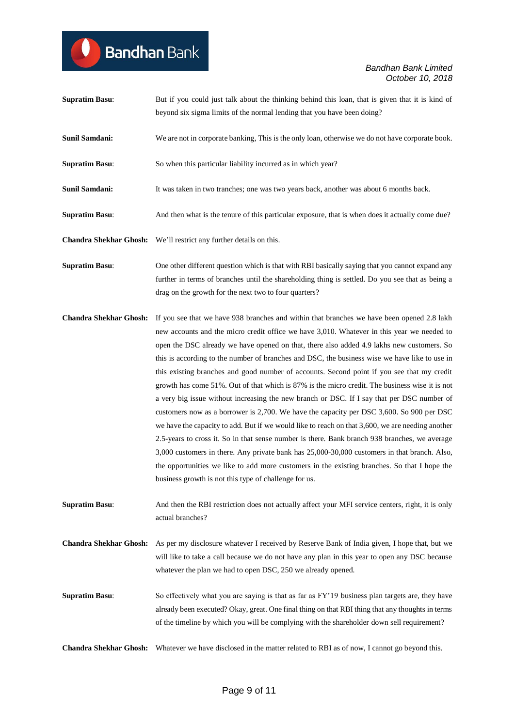**Supratim Basu**: But if you could just talk about the thinking behind this loan, that is given that it is kind of beyond six sigma limits of the normal lending that you have been doing?

**Sunil Samdani:** We are not in corporate banking, This is the only loan, otherwise we do not have corporate book.

**Supratim Basu**: So when this particular liability incurred as in which year?

**Sunil Samdani:** It was taken in two tranches; one was two years back, another was about 6 months back.

**Supratim Basu**: And then what is the tenure of this particular exposure, that is when does it actually come due?

**Chandra Shekhar Ghosh:** We'll restrict any further details on this.

**Supratim Basu**: One other different question which is that with RBI basically saying that you cannot expand any further in terms of branches until the shareholding thing is settled. Do you see that as being a drag on the growth for the next two to four quarters?

**Chandra Shekhar Ghosh:** If you see that we have 938 branches and within that branches we have been opened 2.8 lakh new accounts and the micro credit office we have 3,010. Whatever in this year we needed to open the DSC already we have opened on that, there also added 4.9 lakhs new customers. So this is according to the number of branches and DSC, the business wise we have like to use in this existing branches and good number of accounts. Second point if you see that my credit growth has come 51%. Out of that which is 87% is the micro credit. The business wise it is not a very big issue without increasing the new branch or DSC. If I say that per DSC number of customers now as a borrower is 2,700. We have the capacity per DSC 3,600. So 900 per DSC we have the capacity to add. But if we would like to reach on that 3,600, we are needing another 2.5-years to cross it. So in that sense number is there. Bank branch 938 branches, we average 3,000 customers in there. Any private bank has 25,000-30,000 customers in that branch. Also, the opportunities we like to add more customers in the existing branches. So that I hope the business growth is not this type of challenge for us.

**Supratim Basu**: And then the RBI restriction does not actually affect your MFI service centers, right, it is only actual branches?

**Chandra Shekhar Ghosh:** As per my disclosure whatever I received by Reserve Bank of India given, I hope that, but we will like to take a call because we do not have any plan in this year to open any DSC because whatever the plan we had to open DSC, 250 we already opened.

**Supratim Basu**: So effectively what you are saying is that as far as FY'19 business plan targets are, they have already been executed? Okay, great. One final thing on that RBI thing that any thoughts in terms of the timeline by which you will be complying with the shareholder down sell requirement?

**Chandra Shekhar Ghosh:** Whatever we have disclosed in the matter related to RBI as of now, I cannot go beyond this.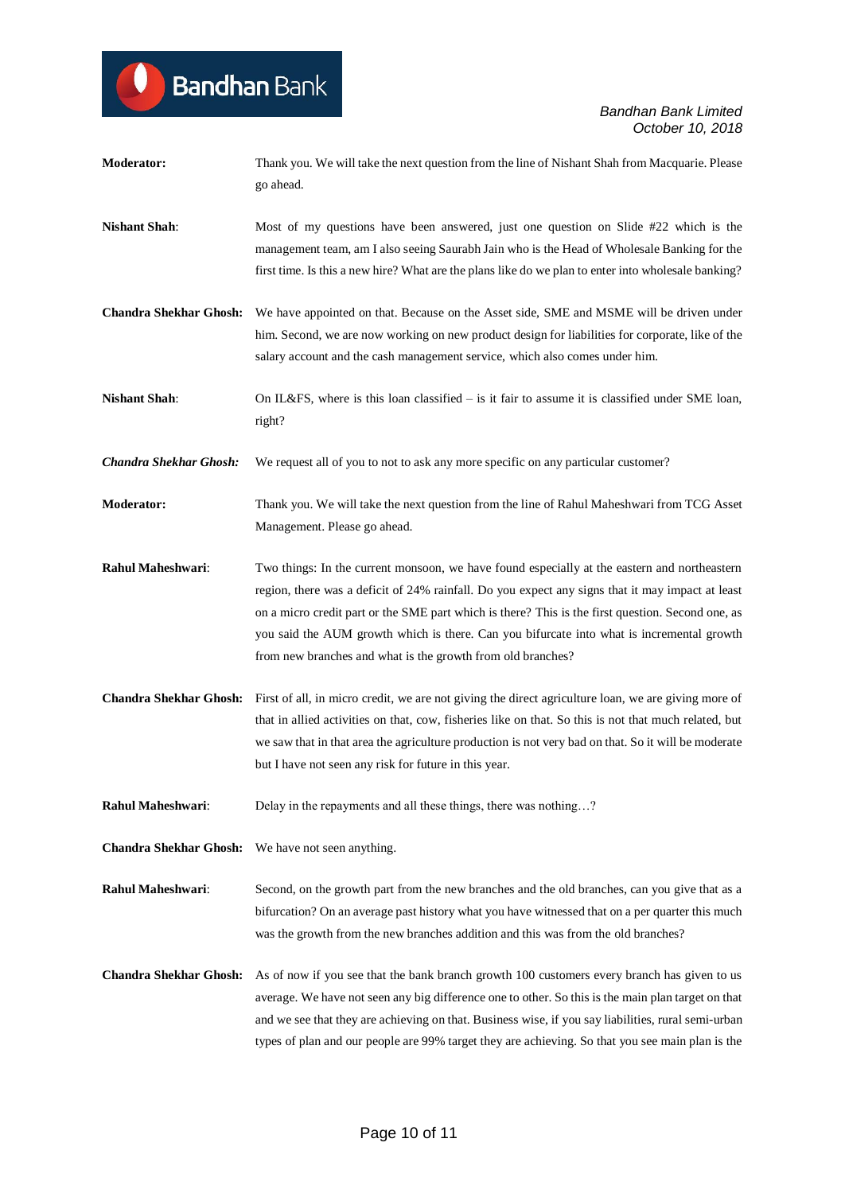**Moderator:** Thank you. We will take the next question from the line of Nishant Shah from Macquarie. Please go ahead.

**Nishant Shah**: Most of my questions have been answered, just one question on Slide #22 which is the management team, am I also seeing Saurabh Jain who is the Head of Wholesale Banking for the first time. Is this a new hire? What are the plans like do we plan to enter into wholesale banking?

**Chandra Shekhar Ghosh:** We have appointed on that. Because on the Asset side, SME and MSME will be driven under him. Second, we are now working on new product design for liabilities for corporate, like of the salary account and the cash management service, which also comes under him.

**Nishant Shah**: On IL&FS, where is this loan classified – is it fair to assume it is classified under SME loan, right?

***Chandra Shekhar Ghosh:*** We request all of you to not to ask any more specific on any particular customer?

**Moderator:** Thank you. We will take the next question from the line of Rahul Maheshwari from TCG Asset Management. Please go ahead.

**Rahul Maheshwari**: Two things: In the current monsoon, we have found especially at the eastern and northeastern region, there was a deficit of 24% rainfall. Do you expect any signs that it may impact at least on a micro credit part or the SME part which is there? This is the first question. Second one, as you said the AUM growth which is there. Can you bifurcate into what is incremental growth from new branches and what is the growth from old branches?

**Chandra Shekhar Ghosh:** First of all, in micro credit, we are not giving the direct agriculture loan, we are giving more of that in allied activities on that, cow, fisheries like on that. So this is not that much related, but we saw that in that area the agriculture production is not very bad on that. So it will be moderate but I have not seen any risk for future in this year.

**Rahul Maheshwari**: Delay in the repayments and all these things, there was nothing…?

**Chandra Shekhar Ghosh:** We have not seen anything.

**Rahul Maheshwari**: Second, on the growth part from the new branches and the old branches, can you give that as a bifurcation? On an average past history what you have witnessed that on a per quarter this much was the growth from the new branches addition and this was from the old branches?

**Chandra Shekhar Ghosh:** As of now if you see that the bank branch growth 100 customers every branch has given to us average. We have not seen any big difference one to other. So this is the main plan target on that and we see that they are achieving on that. Business wise, if you say liabilities, rural semi-urban types of plan and our people are 99% target they are achieving. So that you see main plan is the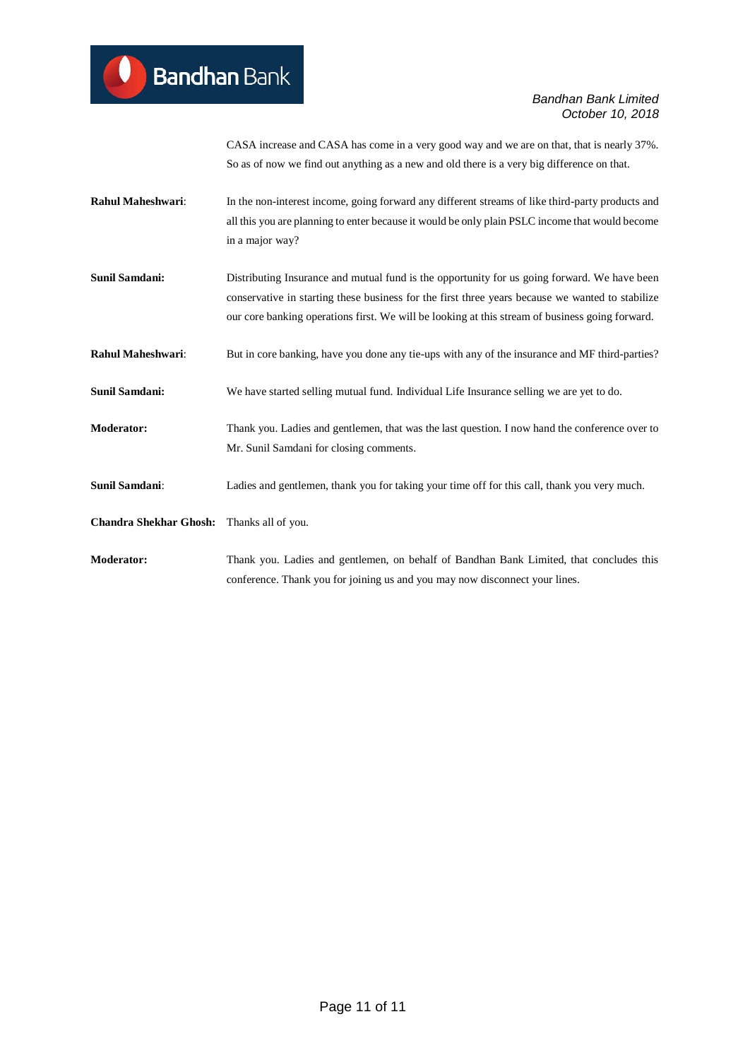CASA increase and CASA has come in a very good way and we are on that, that is nearly 37%. So as of now we find out anything as a new and old there is a very big difference on that.

**Rahul Maheshwari**: In the non-interest income, going forward any different streams of like third-party products and all this you are planning to enter because it would be only plain PSLC income that would become in a major way?

**Sunil Samdani:** Distributing Insurance and mutual fund is the opportunity for us going forward. We have been conservative in starting these business for the first three years because we wanted to stabilize our core banking operations first. We will be looking at this stream of business going forward.

**Rahul Maheshwari**: But in core banking, have you done any tie-ups with any of the insurance and MF third-parties?

**Sunil Samdani:** We have started selling mutual fund. Individual Life Insurance selling we are yet to do.

**Moderator:** Thank you. Ladies and gentlemen, that was the last question. I now hand the conference over to Mr. Sunil Samdani for closing comments.

**Sunil Samdani**: Ladies and gentlemen, thank you for taking your time off for this call, thank you very much.

**Chandra Shekhar Ghosh:** Thanks all of you.

**Moderator:** Thank you. Ladies and gentlemen, on behalf of Bandhan Bank Limited, that concludes this conference. Thank you for joining us and you may now disconnect your lines.